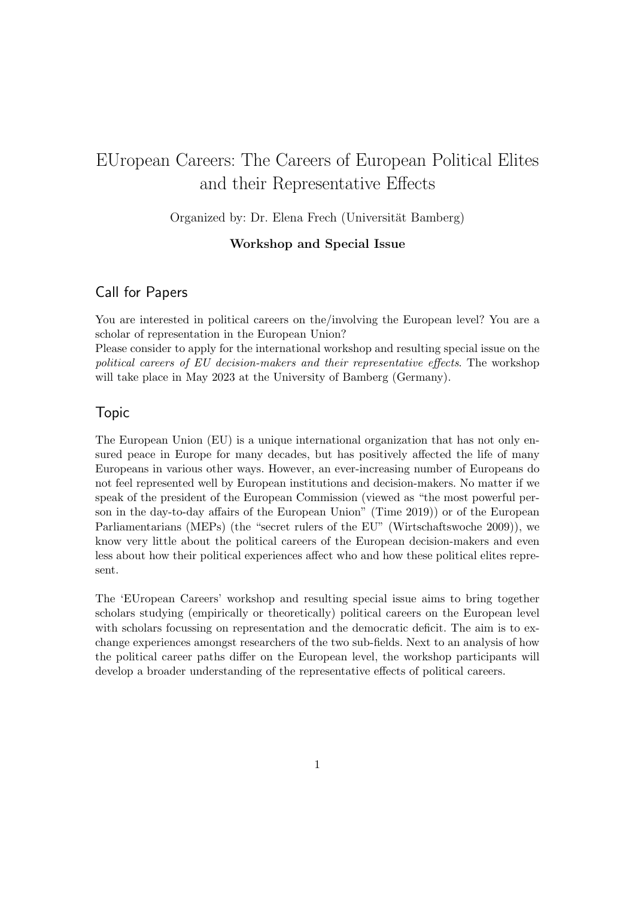# EUropean Careers: The Careers of European Political Elites and their Representative Effects

Organized by: Dr. Elena Frech (Universität Bamberg)

**Workshop and Special Issue**

## Call for Papers

You are interested in political careers on the/involving the European level? You are a scholar of representation in the European Union?
Please consider to apply for the international workshop and resulting special issue on the *political careers of EU decision-makers and their representative effects*. The workshop will take place in May 2023 at the University of Bamberg (Germany).

## Topic

The European Union (EU) is a unique international organization that has not only ensured peace in Europe for many decades, but has positively affected the life of many Europeans in various other ways. However, an ever-increasing number of Europeans do not feel represented well by European institutions and decision-makers. No matter if we speak of the president of the European Commission (viewed as "the most powerful person in the day-to-day affairs of the European Union" (Time 2019)) or of the European Parliamentarians (MEPs) (the "secret rulers of the EU" (Wirtschaftswoche 2009)), we know very little about the political careers of the European decision-makers and even less about how their political experiences affect who and how these political elites represent.

The 'EUropean Careers' workshop and resulting special issue aims to bring together scholars studying (empirically or theoretically) political careers on the European level with scholars focussing on representation and the democratic deficit. The aim is to exchange experiences amongst researchers of the two sub-fields. Next to an analysis of how the political career paths differ on the European level, the workshop participants will develop a broader understanding of the representative effects of political careers.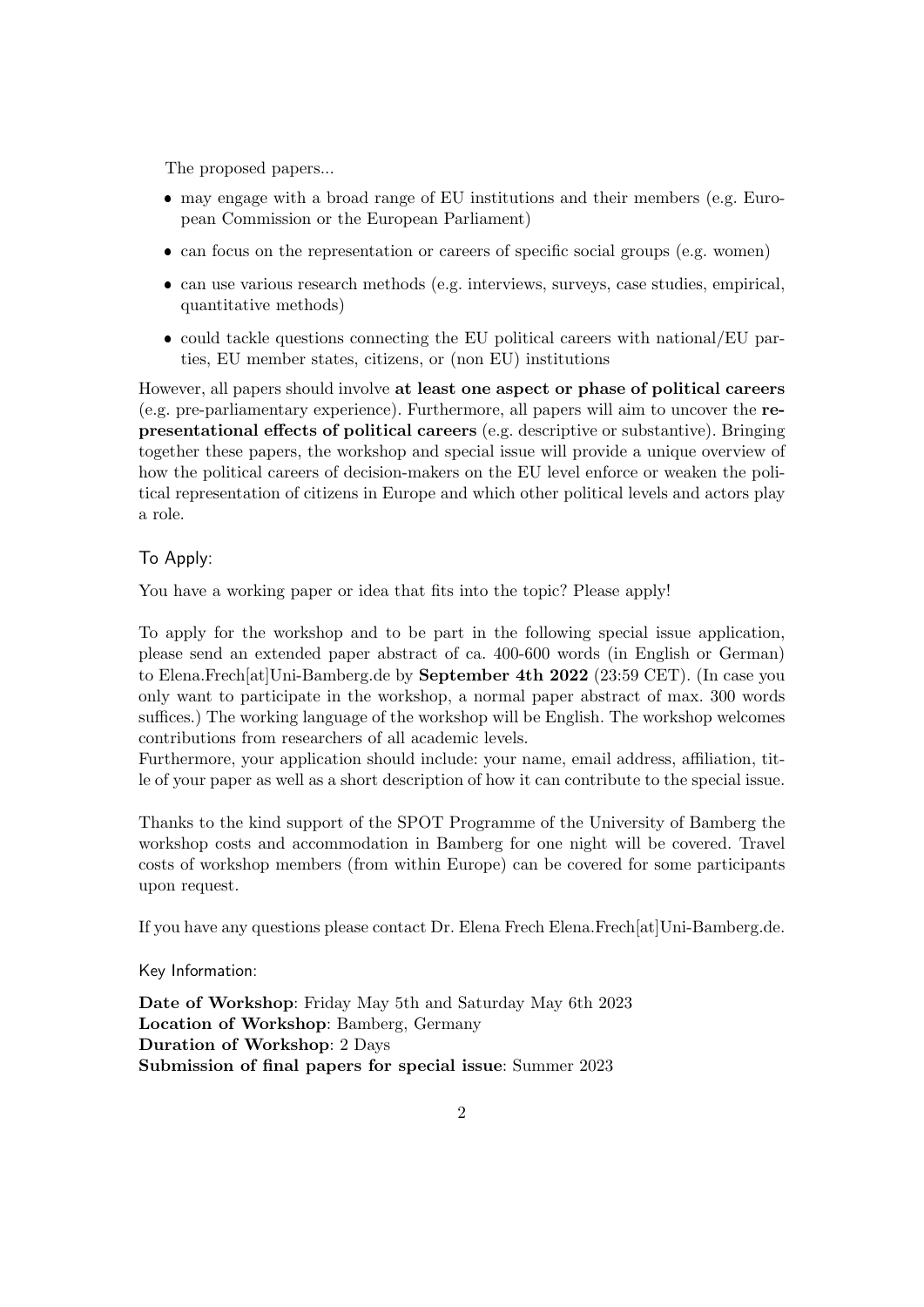The proposed papers...

- may engage with a broad range of EU institutions and their members (e.g. European Commission or the European Parliament)
- can focus on the representation or careers of specific social groups (e.g. women)
- can use various research methods (e.g. interviews, surveys, case studies, empirical, quantitative methods)
- could tackle questions connecting the EU political careers with national/EU parties, EU member states, citizens, or (non EU) institutions

However, all papers should involve **at least one aspect or phase of political careers** (e.g. pre-parliamentary experience). Furthermore, all papers will aim to uncover the **representational effects of political careers** (e.g. descriptive or substantive). Bringing together these papers, the workshop and special issue will provide a unique overview of how the political careers of decision-makers on the EU level enforce or weaken the political representation of citizens in Europe and which other political levels and actors play a role.

## To Apply:

You have a working paper or idea that fits into the topic? Please apply!

To apply for the workshop and to be part in the following special issue application, please send an extended paper abstract of ca. 400-600 words (in English or German) to Elena.Frech[at]Uni-Bamberg.de by **September 4th 2022** (23:59 CET). (In case you only want to participate in the workshop, a normal paper abstract of max. 300 words suffices.) The working language of the workshop will be English. The workshop welcomes contributions from researchers of all academic levels.
Furthermore, your application should include: your name, email address, affiliation, title of your paper as well as a short description of how it can contribute to the special issue.

Thanks to the kind support of the SPOT Programme of the University of Bamberg the workshop costs and accommodation in Bamberg for one night will be covered. Travel costs of workshop members (from within Europe) can be covered for some participants upon request.

If you have any questions please contact Dr. Elena Frech Elena.Frech[at]Uni-Bamberg.de.

## Key Information:

**Date of Workshop**: Friday May 5th and Saturday May 6th 2023
**Location of Workshop**: Bamberg, Germany
**Duration of Workshop**: 2 Days
**Submission of final papers for special issue**: Summer 2023